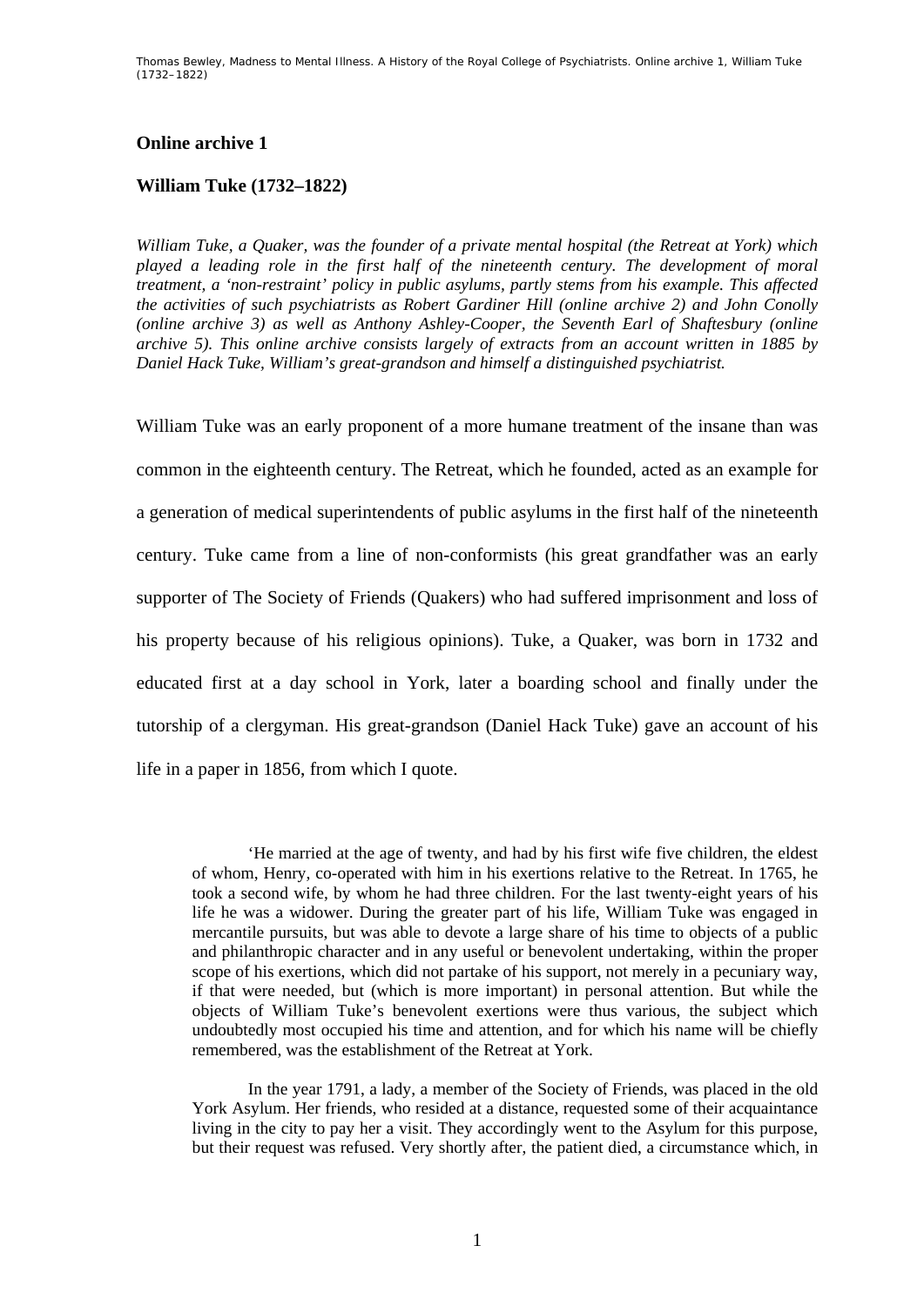**Online archive 1**

**William Tuke (1732–1822)**

*William Tuke, a Quaker, was the founder of a private mental hospital (the Retreat at York) which played a leading role in the first half of the nineteenth century. The development of moral treatment, a 'non-restraint' policy in public asylums, partly stems from his example. This affected the activities of such psychiatrists as Robert Gardiner Hill (online archive 2) and John Conolly (online archive 3) as well as Anthony Ashley-Cooper, the Seventh Earl of Shaftesbury (online archive 5). This online archive consists largely of extracts from an account written in 1885 by Daniel Hack Tuke, William's great-grandson and himself a distinguished psychiatrist.*

William Tuke was an early proponent of a more humane treatment of the insane than was common in the eighteenth century. The Retreat, which he founded, acted as an example for a generation of medical superintendents of public asylums in the first half of the nineteenth century. Tuke came from a line of non-conformists (his great grandfather was an early supporter of The Society of Friends (Quakers) who had suffered imprisonment and loss of his property because of his religious opinions). Tuke, a Quaker, was born in 1732 and educated first at a day school in York, later a boarding school and finally under the tutorship of a clergyman. His great-grandson (Daniel Hack Tuke) gave an account of his life in a paper in 1856, from which I quote.

> 'He married at the age of twenty, and had by his first wife five children, the eldest of whom, Henry, co-operated with him in his exertions relative to the Retreat. In 1765, he took a second wife, by whom he had three children. For the last twenty-eight years of his life he was a widower. During the greater part of his life, William Tuke was engaged in mercantile pursuits, but was able to devote a large share of his time to objects of a public and philanthropic character and in any useful or benevolent undertaking, within the proper scope of his exertions, which did not partake of his support, not merely in a pecuniary way, if that were needed, but (which is more important) in personal attention. But while the objects of William Tuke's benevolent exertions were thus various, the subject which undoubtedly most occupied his time and attention, and for which his name will be chiefly remembered, was the establishment of the Retreat at York.
>
> In the year 1791, a lady, a member of the Society of Friends, was placed in the old York Asylum. Her friends, who resided at a distance, requested some of their acquaintance living in the city to pay her a visit. They accordingly went to the Asylum for this purpose, but their request was refused. Very shortly after, the patient died, a circumstance which, in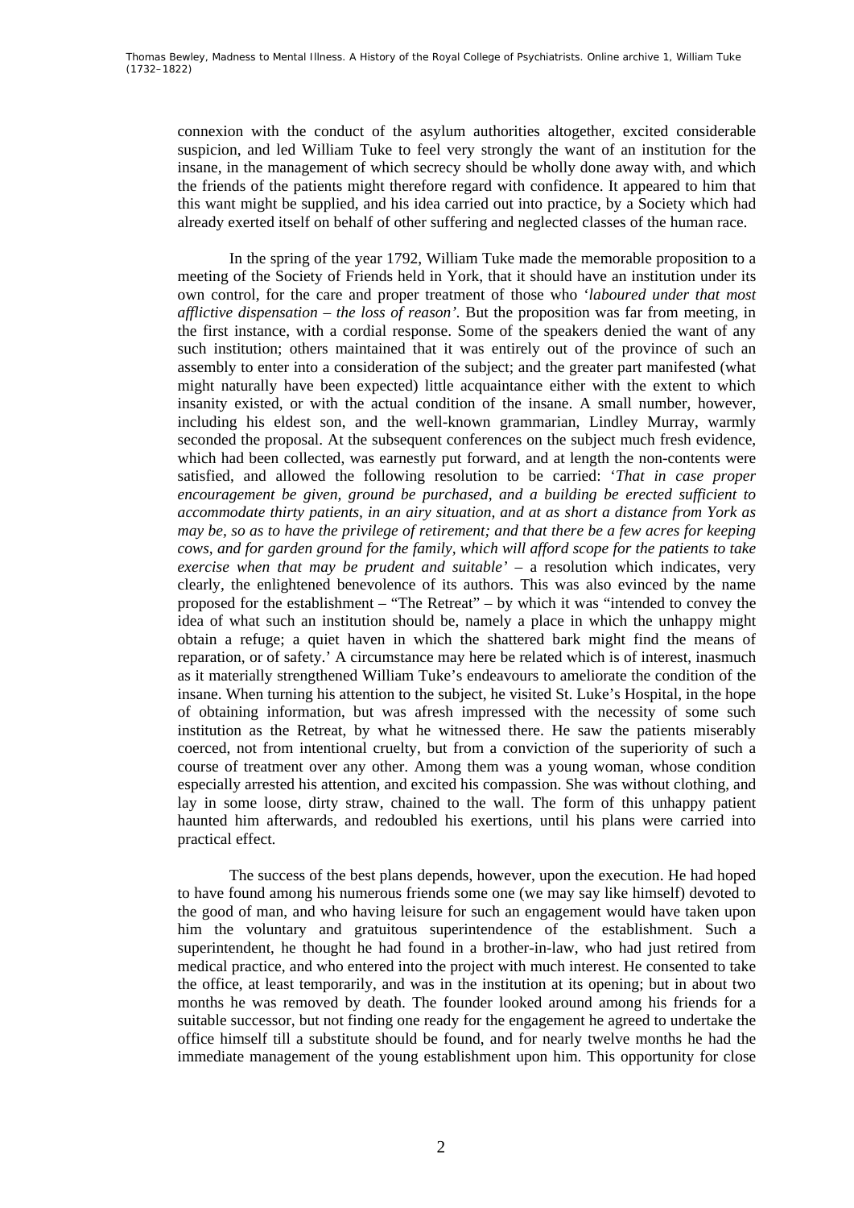connexion with the conduct of the asylum authorities altogether, excited considerable suspicion, and led William Tuke to feel very strongly the want of an institution for the insane, in the management of which secrecy should be wholly done away with, and which the friends of the patients might therefore regard with confidence. It appeared to him that this want might be supplied, and his idea carried out into practice, by a Society which had already exerted itself on behalf of other suffering and neglected classes of the human race.

In the spring of the year 1792, William Tuke made the memorable proposition to a meeting of the Society of Friends held in York, that it should have an institution under its own control, for the care and proper treatment of those who '*laboured under that most afflictive dispensation – the loss of reason'*. But the proposition was far from meeting, in the first instance, with a cordial response. Some of the speakers denied the want of any such institution; others maintained that it was entirely out of the province of such an assembly to enter into a consideration of the subject; and the greater part manifested (what might naturally have been expected) little acquaintance either with the extent to which insanity existed, or with the actual condition of the insane. A small number, however, including his eldest son, and the well-known grammarian, Lindley Murray, warmly seconded the proposal. At the subsequent conferences on the subject much fresh evidence, which had been collected, was earnestly put forward, and at length the non-contents were satisfied, and allowed the following resolution to be carried: '*That in case proper encouragement be given, ground be purchased, and a building be erected sufficient to accommodate thirty patients, in an airy situation, and at as short a distance from York as may be, so as to have the privilege of retirement; and that there be a few acres for keeping cows, and for garden ground for the family, which will afford scope for the patients to take exercise when that may be prudent and suitable'* – a resolution which indicates, very clearly, the enlightened benevolence of its authors. This was also evinced by the name proposed for the establishment – "The Retreat" – by which it was "intended to convey the idea of what such an institution should be, namely a place in which the unhappy might obtain a refuge; a quiet haven in which the shattered bark might find the means of reparation, or of safety.' A circumstance may here be related which is of interest, inasmuch as it materially strengthened William Tuke's endeavours to ameliorate the condition of the insane. When turning his attention to the subject, he visited St. Luke's Hospital, in the hope of obtaining information, but was afresh impressed with the necessity of some such institution as the Retreat, by what he witnessed there. He saw the patients miserably coerced, not from intentional cruelty, but from a conviction of the superiority of such a course of treatment over any other. Among them was a young woman, whose condition especially arrested his attention, and excited his compassion. She was without clothing, and lay in some loose, dirty straw, chained to the wall. The form of this unhappy patient haunted him afterwards, and redoubled his exertions, until his plans were carried into practical effect.

The success of the best plans depends, however, upon the execution. He had hoped to have found among his numerous friends some one (we may say like himself) devoted to the good of man, and who having leisure for such an engagement would have taken upon him the voluntary and gratuitous superintendence of the establishment. Such a superintendent, he thought he had found in a brother-in-law, who had just retired from medical practice, and who entered into the project with much interest. He consented to take the office, at least temporarily, and was in the institution at its opening; but in about two months he was removed by death. The founder looked around among his friends for a suitable successor, but not finding one ready for the engagement he agreed to undertake the office himself till a substitute should be found, and for nearly twelve months he had the immediate management of the young establishment upon him. This opportunity for close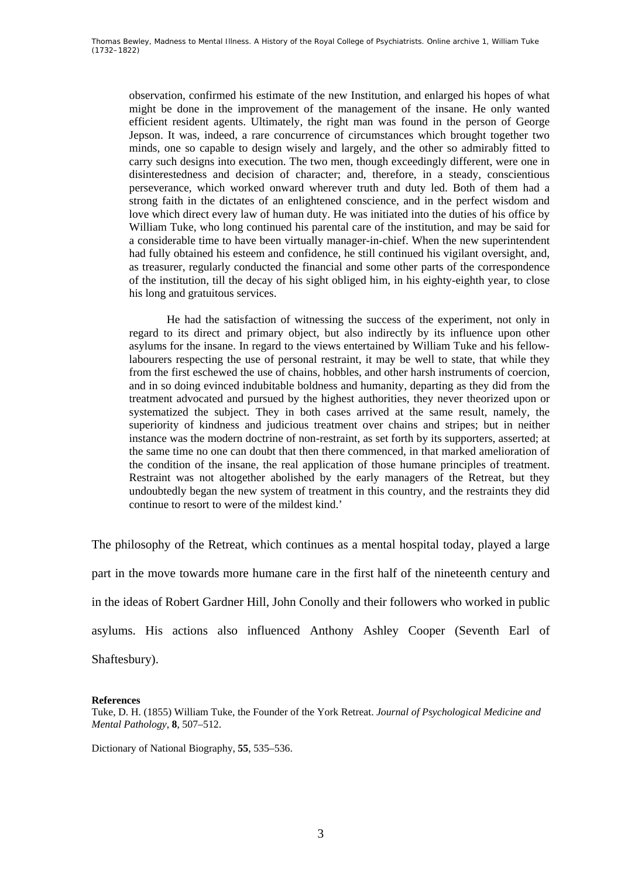observation, confirmed his estimate of the new Institution, and enlarged his hopes of what might be done in the improvement of the management of the insane. He only wanted efficient resident agents. Ultimately, the right man was found in the person of George Jepson. It was, indeed, a rare concurrence of circumstances which brought together two minds, one so capable to design wisely and largely, and the other so admirably fitted to carry such designs into execution. The two men, though exceedingly different, were one in disinterestedness and decision of character; and, therefore, in a steady, conscientious perseverance, which worked onward wherever truth and duty led. Both of them had a strong faith in the dictates of an enlightened conscience, and in the perfect wisdom and love which direct every law of human duty. He was initiated into the duties of his office by William Tuke, who long continued his parental care of the institution, and may be said for a considerable time to have been virtually manager-in-chief. When the new superintendent had fully obtained his esteem and confidence, he still continued his vigilant oversight, and, as treasurer, regularly conducted the financial and some other parts of the correspondence of the institution, till the decay of his sight obliged him, in his eighty-eighth year, to close his long and gratuitous services.

> He had the satisfaction of witnessing the success of the experiment, not only in regard to its direct and primary object, but also indirectly by its influence upon other asylums for the insane. In regard to the views entertained by William Tuke and his fellow-labourers respecting the use of personal restraint, it may be well to state, that while they from the first eschewed the use of chains, hobbles, and other harsh instruments of coercion, and in so doing evinced indubitable boldness and humanity, departing as they did from the treatment advocated and pursued by the highest authorities, they never theorized upon or systematized the subject. They in both cases arrived at the same result, namely, the superiority of kindness and judicious treatment over chains and stripes; but in neither instance was the modern doctrine of non-restraint, as set forth by its supporters, asserted; at the same time no one can doubt that then there commenced, in that marked amelioration of the condition of the insane, the real application of those humane principles of treatment. Restraint was not altogether abolished by the early managers of the Retreat, but they undoubtedly began the new system of treatment in this country, and the restraints they did continue to resort to were of the mildest kind.'

The philosophy of the Retreat, which continues as a mental hospital today, played a large part in the move towards more humane care in the first half of the nineteenth century and in the ideas of Robert Gardner Hill, John Conolly and their followers who worked in public asylums. His actions also influenced Anthony Ashley Cooper (Seventh Earl of Shaftesbury).

**References**

Tuke, D. H. (1855) William Tuke, the Founder of the York Retreat. *Journal of Psychological Medicine and Mental Pathology*, **8**, 507–512.

Dictionary of National Biography, **55**, 535–536.